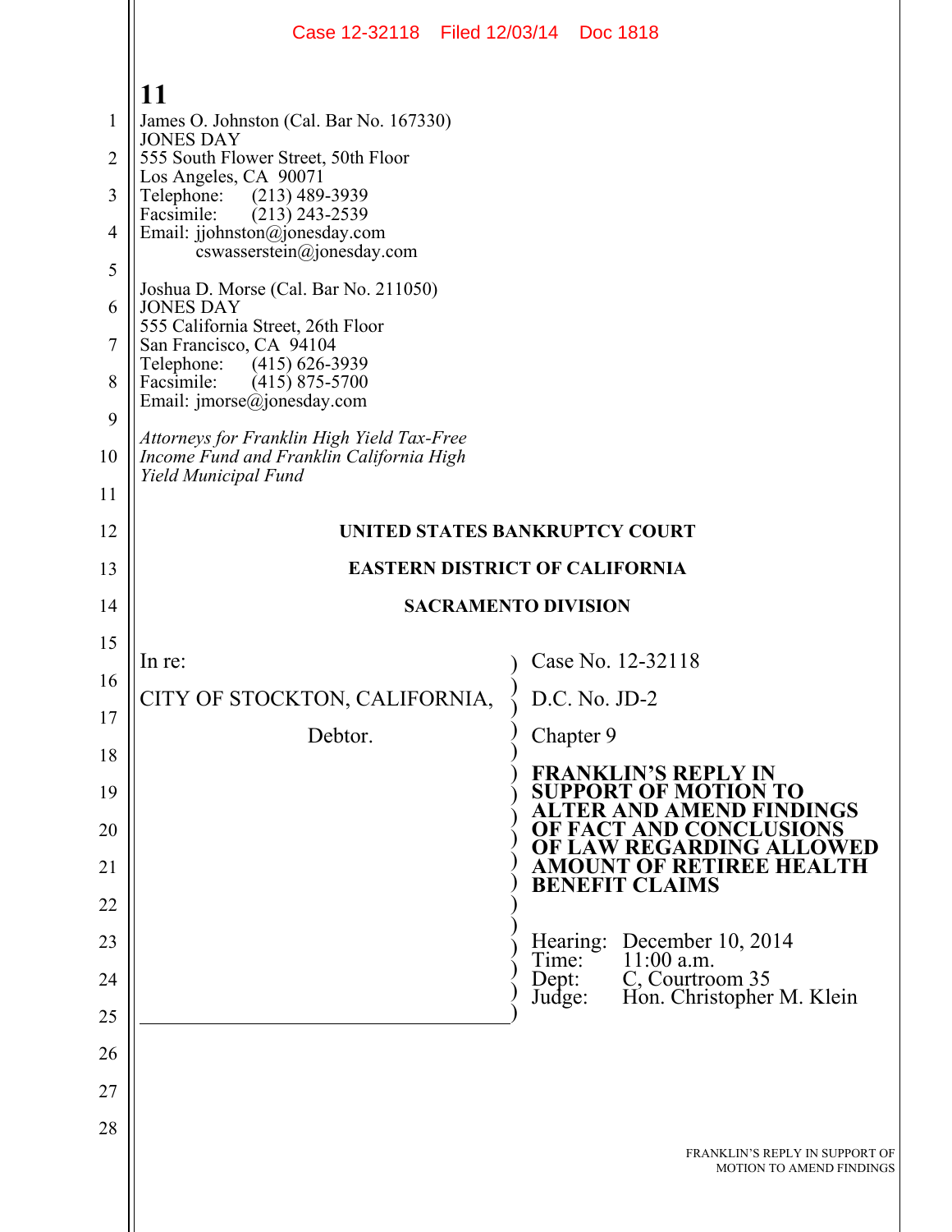James O. Johnston (Cal. Bar No. 167330)
JONES DAY
555 South Flower Street, 50th Floor
Los Angeles, CA 90071
Telephone: (213) 489-3939
Facsimile: (213) 243-2539
Email: jjohnston@jonesday.com
cswasserstein@jonesday.com

Joshua D. Morse (Cal. Bar No. 211050)
JONES DAY
555 California Street, 26th Floor
San Francisco, CA 94104
Telephone: (415) 626-3939
Facsimile: (415) 875-5700
Email: jmorse@jonesday.com

*Attorneys for Franklin High Yield Tax-Free Income Fund and Franklin California High Yield Municipal Fund*

**UNITED STATES BANKRUPTCY COURT**

**EASTERN DISTRICT OF CALIFORNIA**

**SACRAMENTO DIVISION**

| | |
|---|---|
| In re:<br><br>CITY OF STOCKTON, CALIFORNIA,<br><br>Debtor. | Case No. 12-32118<br><br>D.C. No. JD-2<br><br>Chapter 9<br><br>**FRANKLIN'S REPLY IN SUPPORT OF MOTION TO ALTER AND AMEND FINDINGS OF FACT AND CONCLUSIONS OF LAW REGARDING ALLOWED AMOUNT OF RETIREE HEALTH BENEFIT CLAIMS**<br><br>Hearing: December 10, 2014<br>Time: 11:00 a.m.<br>Dept: C, Courtroom 35<br>Judge: Hon. Christopher M. Klein |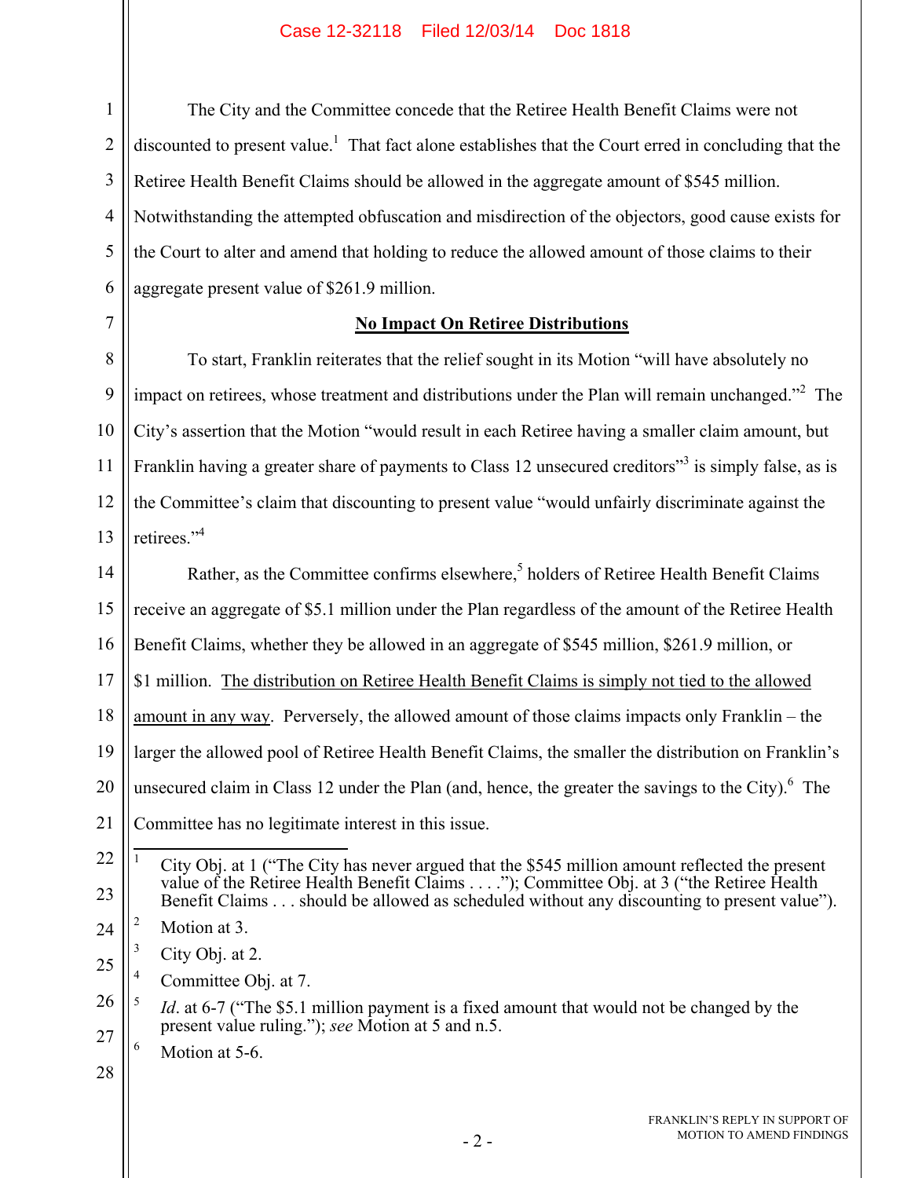The City and the Committee concede that the Retiree Health Benefit Claims were not discounted to present value.[1] That fact alone establishes that the Court erred in concluding that the Retiree Health Benefit Claims should be allowed in the aggregate amount of $545 million. Notwithstanding the attempted obfuscation and misdirection of the objectors, good cause exists for the Court to alter and amend that holding to reduce the allowed amount of those claims to their aggregate present value of $261.9 million.

**No Impact On Retiree Distributions**

To start, Franklin reiterates that the relief sought in its Motion "will have absolutely no impact on retirees, whose treatment and distributions under the Plan will remain unchanged."[2] The City's assertion that the Motion "would result in each Retiree having a smaller claim amount, but Franklin having a greater share of payments to Class 12 unsecured creditors"[3] is simply false, as is the Committee's claim that discounting to present value "would unfairly discriminate against the retirees."[4]

Rather, as the Committee confirms elsewhere,[5] holders of Retiree Health Benefit Claims receive an aggregate of $5.1 million under the Plan regardless of the amount of the Retiree Health Benefit Claims, whether they be allowed in an aggregate of $545 million, $261.9 million, or $1 million. The distribution on Retiree Health Benefit Claims is simply not tied to the allowed amount in any way. Perversely, the allowed amount of those claims impacts only Franklin – the larger the allowed pool of Retiree Health Benefit Claims, the smaller the distribution on Franklin's unsecured claim in Class 12 under the Plan (and, hence, the greater the savings to the City).[6] The Committee has no legitimate interest in this issue.

---

[1] City Obj. at 1 ("The City has never argued that the $545 million amount reflected the present value of the Retiree Health Benefit Claims . . . ."); Committee Obj. at 3 ("the Retiree Health Benefit Claims . . . should be allowed as scheduled without any discounting to present value").

[2] Motion at 3.

[3] City Obj. at 2.

[4] Committee Obj. at 7.

[5] *Id*. at 6-7 ("The $5.1 million payment is a fixed amount that would not be changed by the present value ruling."); *see* Motion at 5 and n.5.

[6] Motion at 5-6.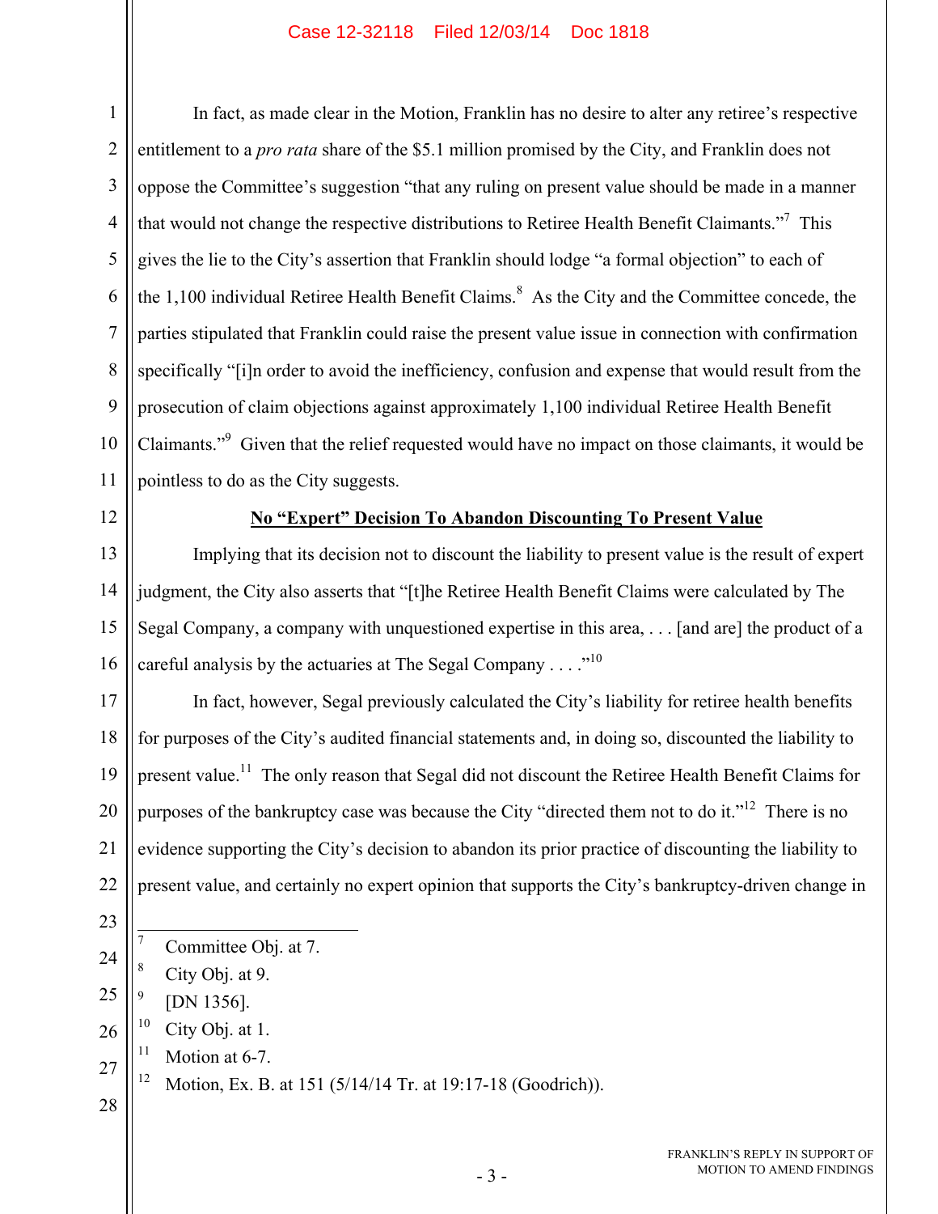In fact, as made clear in the Motion, Franklin has no desire to alter any retiree's respective entitlement to a *pro rata* share of the $5.1 million promised by the City, and Franklin does not oppose the Committee's suggestion "that any ruling on present value should be made in a manner that would not change the respective distributions to Retiree Health Benefit Claimants."[7] This gives the lie to the City's assertion that Franklin should lodge "a formal objection" to each of the 1,100 individual Retiree Health Benefit Claims.[8] As the City and the Committee concede, the parties stipulated that Franklin could raise the present value issue in connection with confirmation specifically "[i]n order to avoid the inefficiency, confusion and expense that would result from the prosecution of claim objections against approximately 1,100 individual Retiree Health Benefit Claimants."[9] Given that the relief requested would have no impact on those claimants, it would be pointless to do as the City suggests.

**<u>No "Expert" Decision To Abandon Discounting To Present Value</u>**

Implying that its decision not to discount the liability to present value is the result of expert judgment, the City also asserts that "[t]he Retiree Health Benefit Claims were calculated by The Segal Company, a company with unquestioned expertise in this area, . . . [and are] the product of a careful analysis by the actuaries at The Segal Company . . . ."[10]

In fact, however, Segal previously calculated the City's liability for retiree health benefits for purposes of the City's audited financial statements and, in doing so, discounted the liability to present value.[11] The only reason that Segal did not discount the Retiree Health Benefit Claims for purposes of the bankruptcy case was because the City "directed them not to do it."[12] There is no evidence supporting the City's decision to abandon its prior practice of discounting the liability to present value, and certainly no expert opinion that supports the City's bankruptcy-driven change in

---

[7] Committee Obj. at 7.

[8] City Obj. at 9.

[9] [DN 1356].

[10] City Obj. at 1.

[11] Motion at 6-7.

[12] Motion, Ex. B. at 151 (5/14/14 Tr. at 19:17-18 (Goodrich)).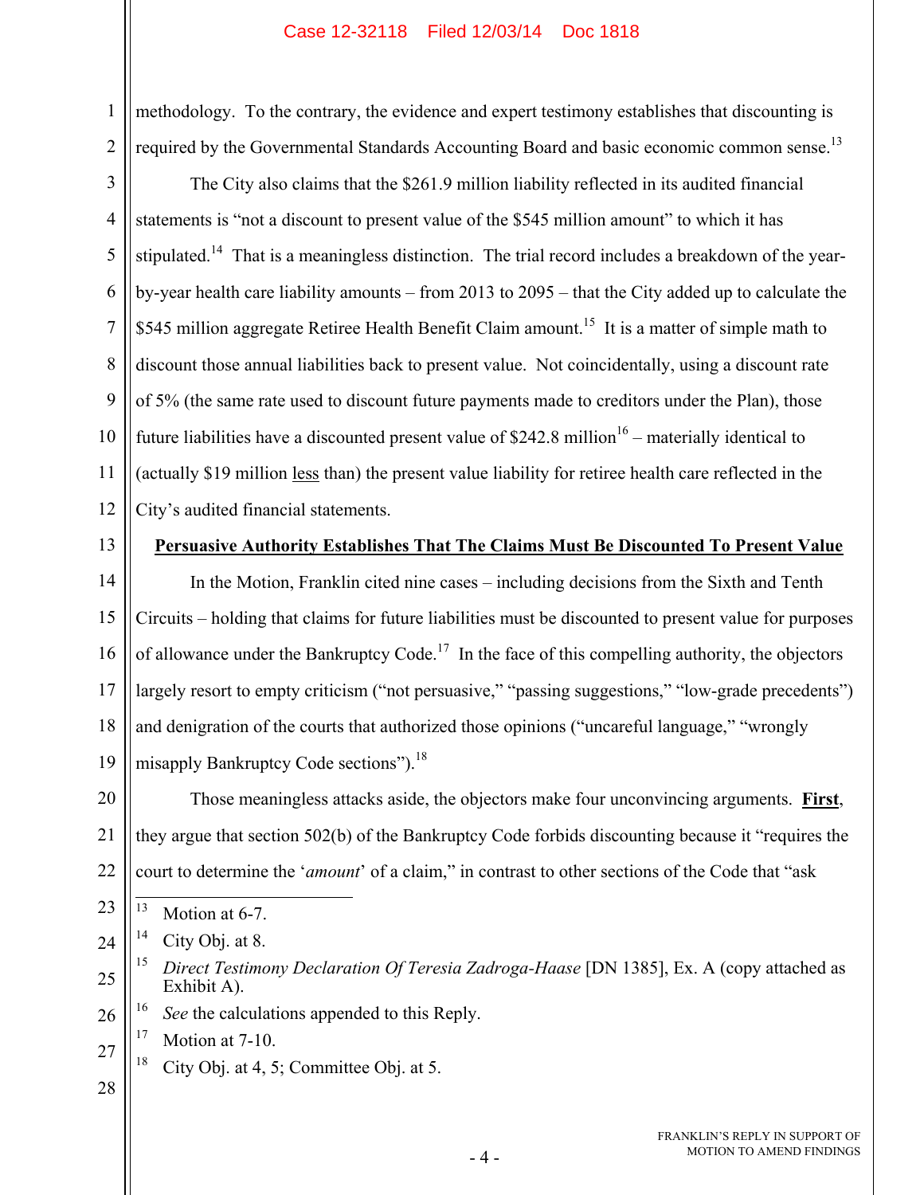methodology. To the contrary, the evidence and expert testimony establishes that discounting is required by the Governmental Standards Accounting Board and basic economic common sense.[13]

The City also claims that the $261.9 million liability reflected in its audited financial statements is "not a discount to present value of the $545 million amount" to which it has stipulated.[14] That is a meaningless distinction. The trial record includes a breakdown of the year-by-year health care liability amounts – from 2013 to 2095 – that the City added up to calculate the $545 million aggregate Retiree Health Benefit Claim amount.[15] It is a matter of simple math to discount those annual liabilities back to present value. Not coincidentally, using a discount rate of 5% (the same rate used to discount future payments made to creditors under the Plan), those future liabilities have a discounted present value of $242.8 million[16] – materially identical to (actually $19 million <u>less</u> than) the present value liability for retiree health care reflected in the City's audited financial statements.

**<u>Persuasive Authority Establishes That The Claims Must Be Discounted To Present Value</u>**

In the Motion, Franklin cited nine cases – including decisions from the Sixth and Tenth Circuits – holding that claims for future liabilities must be discounted to present value for purposes of allowance under the Bankruptcy Code.[17] In the face of this compelling authority, the objectors largely resort to empty criticism ("not persuasive," "passing suggestions," "low-grade precedents") and denigration of the courts that authorized those opinions ("uncareful language," "wrongly misapply Bankruptcy Code sections").[18]

Those meaningless attacks aside, the objectors make four unconvincing arguments. **<u>First</u>**, they argue that section 502(b) of the Bankruptcy Code forbids discounting because it "requires the court to determine the '*amount*' of a claim," in contrast to other sections of the Code that "ask

---

[13] Motion at 6-7.

[14] City Obj. at 8.

[15] *Direct Testimony Declaration Of Teresia Zadroga-Haase* [DN 1385], Ex. A (copy attached as Exhibit A).

[16] *See* the calculations appended to this Reply.

[17] Motion at 7-10.

[18] City Obj. at 4, 5; Committee Obj. at 5.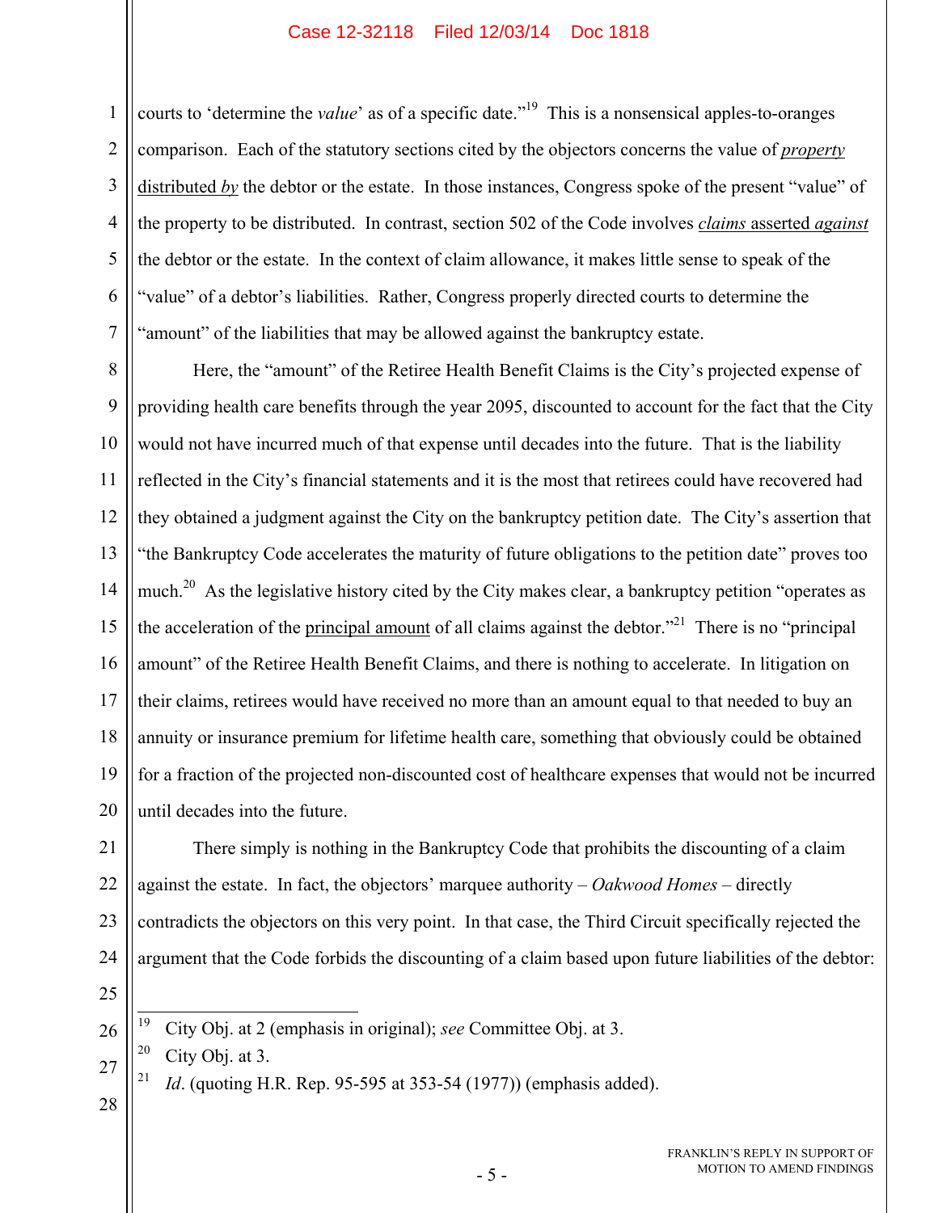courts to 'determine the *value*' as of a specific date."[19] This is a nonsensical apples-to-oranges comparison. Each of the statutory sections cited by the objectors concerns the value of ***property* distributed *by*** the debtor or the estate. In those instances, Congress spoke of the present "value" of the property to be distributed. In contrast, section 502 of the Code involves ***claims* asserted *against*** the debtor or the estate. In the context of claim allowance, it makes little sense to speak of the "value" of a debtor's liabilities. Rather, Congress properly directed courts to determine the "amount" of the liabilities that may be allowed against the bankruptcy estate.

Here, the "amount" of the Retiree Health Benefit Claims is the City's projected expense of providing health care benefits through the year 2095, discounted to account for the fact that the City would not have incurred much of that expense until decades into the future. That is the liability reflected in the City's financial statements and it is the most that retirees could have recovered had they obtained a judgment against the City on the bankruptcy petition date. The City's assertion that "the Bankruptcy Code accelerates the maturity of future obligations to the petition date" proves too much.[20] As the legislative history cited by the City makes clear, a bankruptcy petition "operates as the acceleration of the principal amount of all claims against the debtor."[21] There is no "principal amount" of the Retiree Health Benefit Claims, and there is nothing to accelerate. In litigation on their claims, retirees would have received no more than an amount equal to that needed to buy an annuity or insurance premium for lifetime health care, something that obviously could be obtained for a fraction of the projected non-discounted cost of healthcare expenses that would not be incurred until decades into the future.

There simply is nothing in the Bankruptcy Code that prohibits the discounting of a claim against the estate. In fact, the objectors' marquee authority – *Oakwood Homes* – directly contradicts the objectors on this very point. In that case, the Third Circuit specifically rejected the argument that the Code forbids the discounting of a claim based upon future liabilities of the debtor:

---

[19] City Obj. at 2 (emphasis in original); *see* Committee Obj. at 3.

[20] City Obj. at 3.

[21] *Id*. (quoting H.R. Rep. 95-595 at 353-54 (1977)) (emphasis added).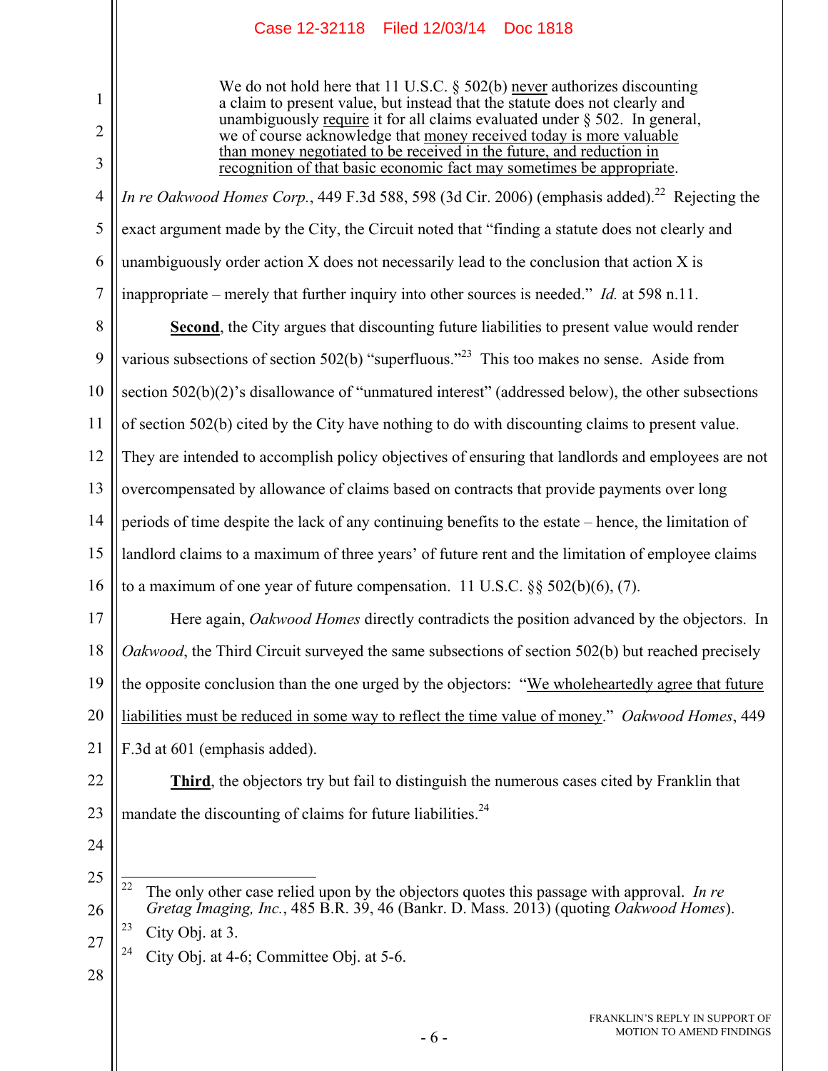> We do not hold here that 11 U.S.C. § 502(b) never authorizes discounting a claim to present value, but instead that the statute does not clearly and unambiguously require it for all claims evaluated under § 502. In general, we of course acknowledge that money received today is more valuable than money negotiated to be received in the future, and reduction in recognition of that basic economic fact may sometimes be appropriate.

*In re Oakwood Homes Corp.*, 449 F.3d 588, 598 (3d Cir. 2006) (emphasis added).[22] Rejecting the exact argument made by the City, the Circuit noted that "finding a statute does not clearly and unambiguously order action X does not necessarily lead to the conclusion that action X is inappropriate – merely that further inquiry into other sources is needed." *Id.* at 598 n.11.

**Second**, the City argues that discounting future liabilities to present value would render various subsections of section 502(b) "superfluous."[23] This too makes no sense. Aside from section 502(b)(2)'s disallowance of "unmatured interest" (addressed below), the other subsections of section 502(b) cited by the City have nothing to do with discounting claims to present value. They are intended to accomplish policy objectives of ensuring that landlords and employees are not overcompensated by allowance of claims based on contracts that provide payments over long periods of time despite the lack of any continuing benefits to the estate – hence, the limitation of landlord claims to a maximum of three years' of future rent and the limitation of employee claims to a maximum of one year of future compensation. 11 U.S.C. §§ 502(b)(6), (7).

Here again, *Oakwood Homes* directly contradicts the position advanced by the objectors. In *Oakwood*, the Third Circuit surveyed the same subsections of section 502(b) but reached precisely the opposite conclusion than the one urged by the objectors: "We wholeheartedly agree that future liabilities must be reduced in some way to reflect the time value of money." *Oakwood Homes*, 449 F.3d at 601 (emphasis added).

**Third**, the objectors try but fail to distinguish the numerous cases cited by Franklin that mandate the discounting of claims for future liabilities.[24]

---

[22] The only other case relied upon by the objectors quotes this passage with approval. *In re Gretag Imaging, Inc.*, 485 B.R. 39, 46 (Bankr. D. Mass. 2013) (quoting *Oakwood Homes*).

[23] City Obj. at 3.

[24] City Obj. at 4-6; Committee Obj. at 5-6.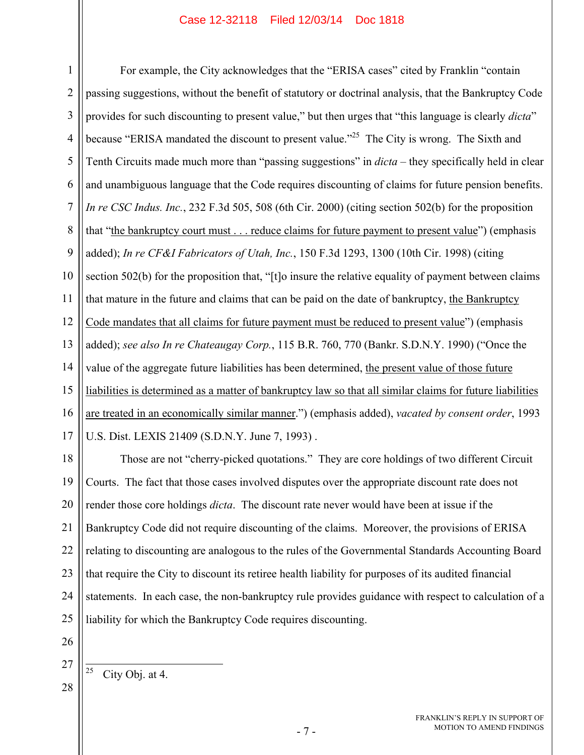For example, the City acknowledges that the "ERISA cases" cited by Franklin "contain passing suggestions, without the benefit of statutory or doctrinal analysis, that the Bankruptcy Code provides for such discounting to present value," but then urges that "this language is clearly *dicta*" because "ERISA mandated the discount to present value."[25] The City is wrong. The Sixth and Tenth Circuits made much more than "passing suggestions" in *dicta* – they specifically held in clear and unambiguous language that the Code requires discounting of claims for future pension benefits. *In re CSC Indus. Inc.*, 232 F.3d 505, 508 (6th Cir. 2000) (citing section 502(b) for the proposition that "<u>the bankruptcy court must . . . reduce claims for future payment to present value</u>") (emphasis added); *In re CF&I Fabricators of Utah, Inc.*, 150 F.3d 1293, 1300 (10th Cir. 1998) (citing section 502(b) for the proposition that, "[t]o insure the relative equality of payment between claims that mature in the future and claims that can be paid on the date of bankruptcy, <u>the Bankruptcy Code mandates that all claims for future payment must be reduced to present value</u>") (emphasis added); *see also In re Chateaugay Corp.*, 115 B.R. 760, 770 (Bankr. S.D.N.Y. 1990) ("Once the value of the aggregate future liabilities has been determined, <u>the present value of those future liabilities is determined as a matter of bankruptcy law so that all similar claims for future liabilities are treated in an economically similar manner</u>.") (emphasis added), *vacated by consent order*, 1993 U.S. Dist. LEXIS 21409 (S.D.N.Y. June 7, 1993) .

Those are not "cherry-picked quotations." They are core holdings of two different Circuit Courts. The fact that those cases involved disputes over the appropriate discount rate does not render those core holdings *dicta*. The discount rate never would have been at issue if the Bankruptcy Code did not require discounting of the claims. Moreover, the provisions of ERISA relating to discounting are analogous to the rules of the Governmental Standards Accounting Board that require the City to discount its retiree health liability for purposes of its audited financial statements. In each case, the non-bankruptcy rule provides guidance with respect to calculation of a liability for which the Bankruptcy Code requires discounting.

---

[25] City Obj. at 4.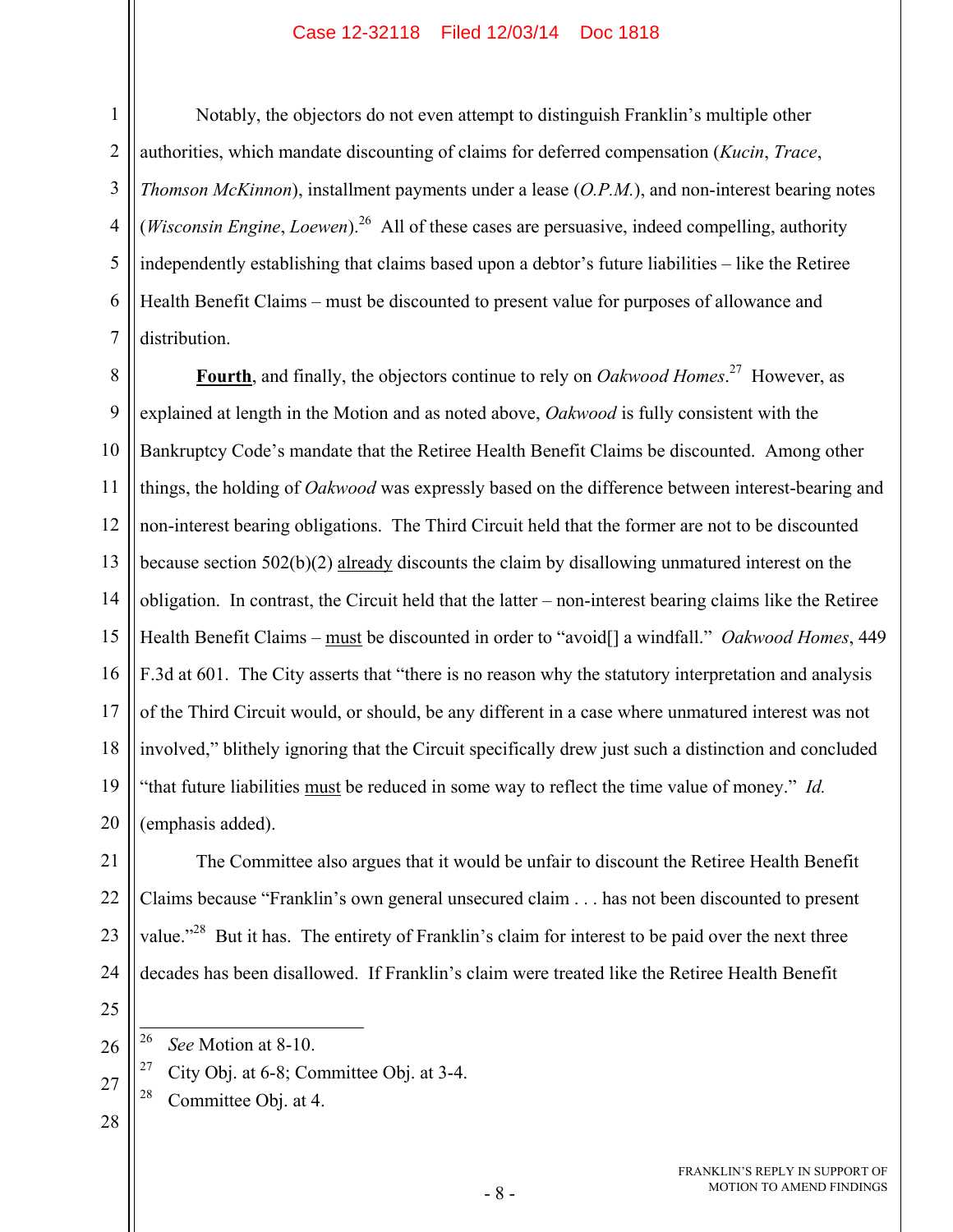Notably, the objectors do not even attempt to distinguish Franklin's multiple other authorities, which mandate discounting of claims for deferred compensation (*Kucin*, *Trace*, *Thomson McKinnon*), installment payments under a lease (*O.P.M.*), and non-interest bearing notes (*Wisconsin Engine*, *Loewen*).[26] All of these cases are persuasive, indeed compelling, authority independently establishing that claims based upon a debtor's future liabilities – like the Retiree Health Benefit Claims – must be discounted to present value for purposes of allowance and distribution.

**<u>Fourth</u>**, and finally, the objectors continue to rely on *Oakwood Homes*.[27] However, as explained at length in the Motion and as noted above, *Oakwood* is fully consistent with the Bankruptcy Code's mandate that the Retiree Health Benefit Claims be discounted. Among other things, the holding of *Oakwood* was expressly based on the difference between interest-bearing and non-interest bearing obligations. The Third Circuit held that the former are not to be discounted because section 502(b)(2) <u>already</u> discounts the claim by disallowing unmatured interest on the obligation. In contrast, the Circuit held that the latter – non-interest bearing claims like the Retiree Health Benefit Claims – <u>must</u> be discounted in order to "avoid[] a windfall." *Oakwood Homes*, 449 F.3d at 601. The City asserts that "there is no reason why the statutory interpretation and analysis of the Third Circuit would, or should, be any different in a case where unmatured interest was not involved," blithely ignoring that the Circuit specifically drew just such a distinction and concluded "that future liabilities <u>must</u> be reduced in some way to reflect the time value of money." *Id.* (emphasis added).

The Committee also argues that it would be unfair to discount the Retiree Health Benefit Claims because "Franklin's own general unsecured claim . . . has not been discounted to present value."[28] But it has. The entirety of Franklin's claim for interest to be paid over the next three decades has been disallowed. If Franklin's claim were treated like the Retiree Health Benefit

---

[26] *See* Motion at 8-10.

[27] City Obj. at 6-8; Committee Obj. at 3-4.

[28] Committee Obj. at 4.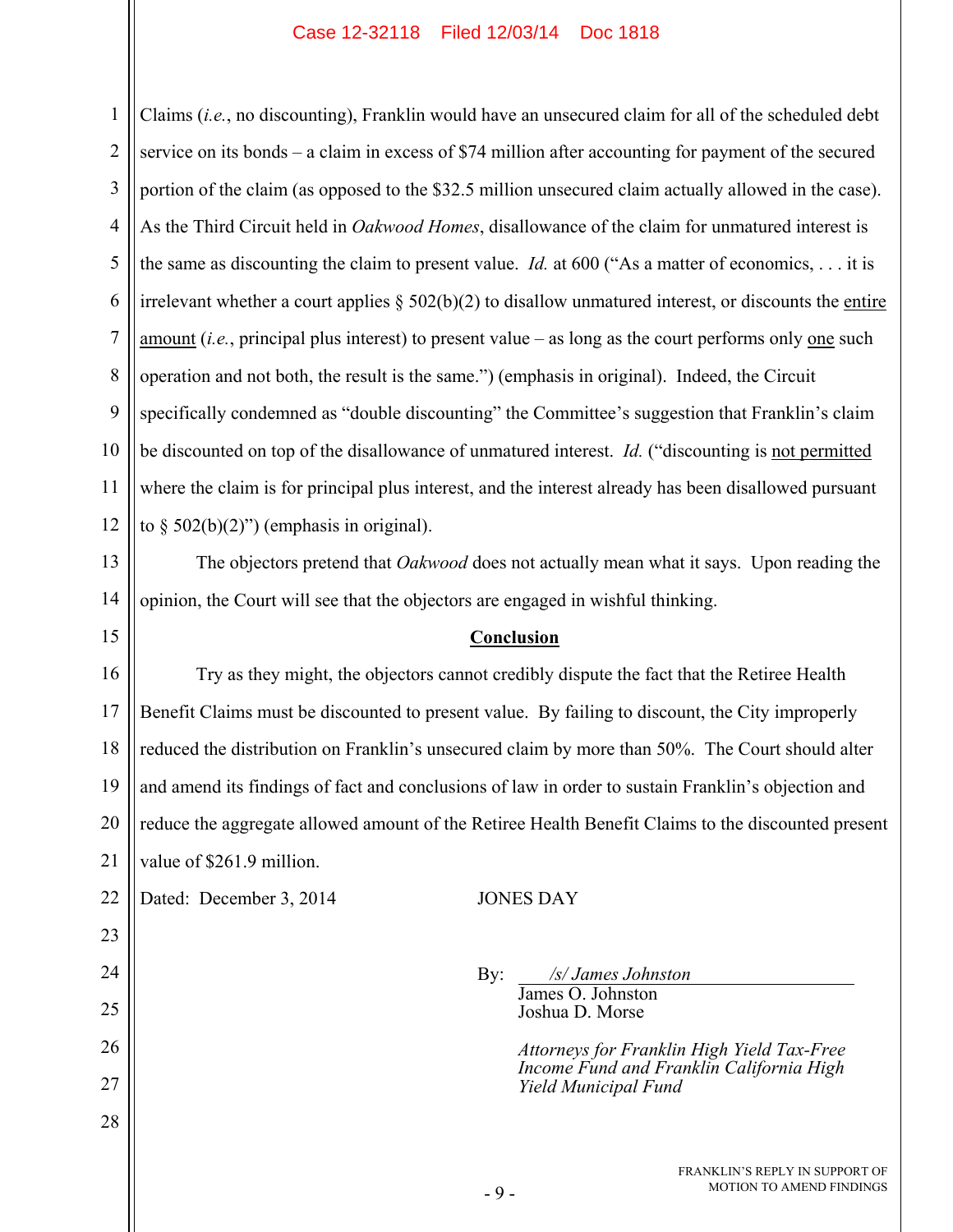Claims (*i.e.*, no discounting), Franklin would have an unsecured claim for all of the scheduled debt service on its bonds – a claim in excess of $74 million after accounting for payment of the secured portion of the claim (as opposed to the $32.5 million unsecured claim actually allowed in the case). As the Third Circuit held in *Oakwood Homes*, disallowance of the claim for unmatured interest is the same as discounting the claim to present value. *Id.* at 600 ("As a matter of economics, . . . it is irrelevant whether a court applies § 502(b)(2) to disallow unmatured interest, or discounts the <u>entire amount</u> (*i.e.*, principal plus interest) to present value – as long as the court performs only <u>one</u> such operation and not both, the result is the same.") (emphasis in original). Indeed, the Circuit specifically condemned as "double discounting" the Committee's suggestion that Franklin's claim be discounted on top of the disallowance of unmatured interest. *Id.* ("discounting is <u>not permitted</u> where the claim is for principal plus interest, and the interest already has been disallowed pursuant to § 502(b)(2)") (emphasis in original).

The objectors pretend that *Oakwood* does not actually mean what it says. Upon reading the opinion, the Court will see that the objectors are engaged in wishful thinking.

## Conclusion

Try as they might, the objectors cannot credibly dispute the fact that the Retiree Health Benefit Claims must be discounted to present value. By failing to discount, the City improperly reduced the distribution on Franklin's unsecured claim by more than 50%. The Court should alter and amend its findings of fact and conclusions of law in order to sustain Franklin's objection and reduce the aggregate allowed amount of the Retiree Health Benefit Claims to the discounted present value of $261.9 million.

Dated: December 3, 2014

JONES DAY

By: */s/ James Johnston*
James O. Johnston
Joshua D. Morse

*Attorneys for Franklin High Yield Tax-Free Income Fund and Franklin California High Yield Municipal Fund*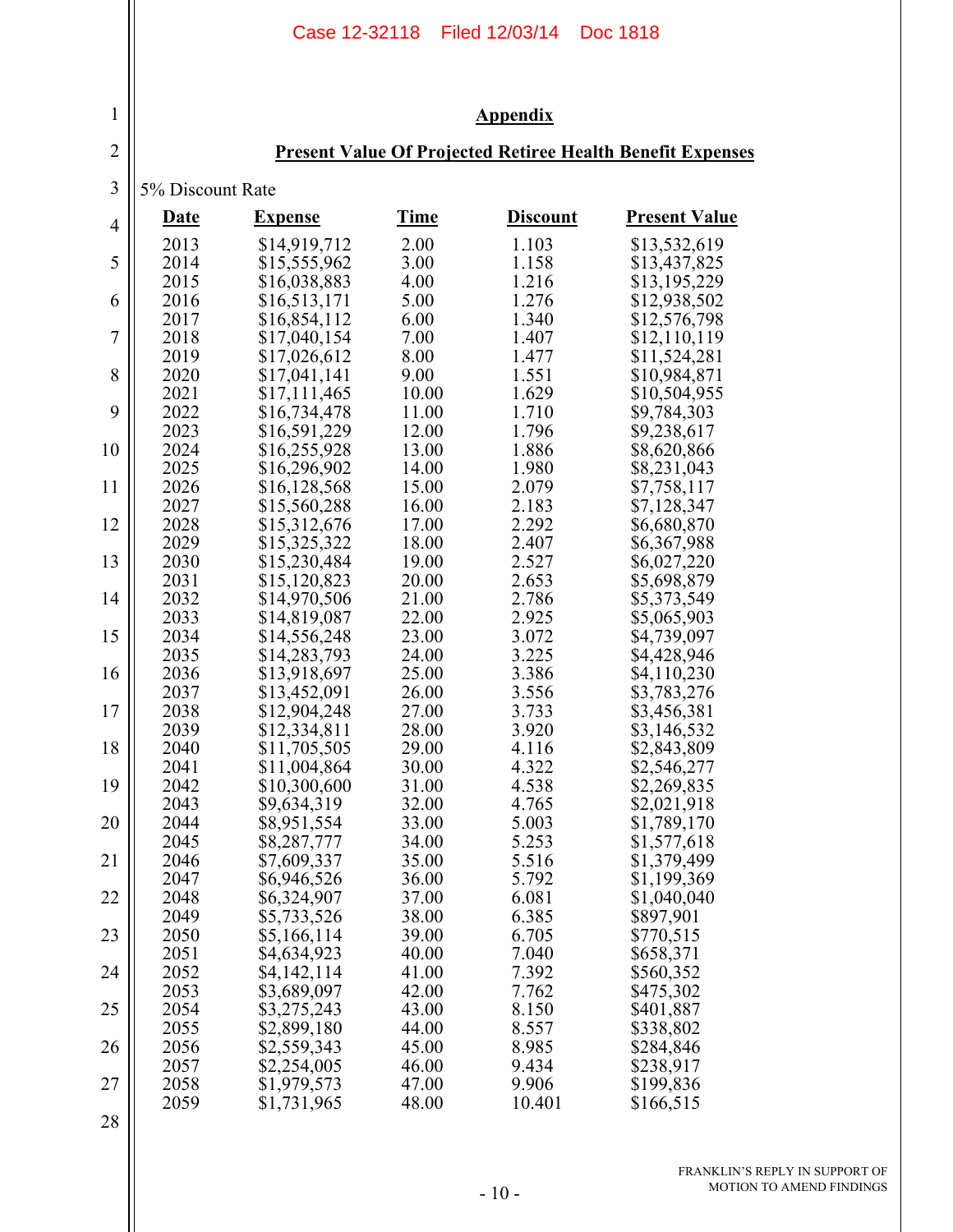## Appendix

## Present Value Of Projected Retiree Health Benefit Expenses

5% Discount Rate

| Date | Expense | Time | Discount | Present Value |
|---|---|---|---|---|
| 2013 | $14,919,712 | 2.00 | 1.103 | $13,532,619 |
| 2014 | $15,555,962 | 3.00 | 1.158 | $13,437,825 |
| 2015 | $16,038,883 | 4.00 | 1.216 | $13,195,229 |
| 2016 | $16,513,171 | 5.00 | 1.276 | $12,938,502 |
| 2017 | $16,854,112 | 6.00 | 1.340 | $12,576,798 |
| 2018 | $17,040,154 | 7.00 | 1.407 | $12,110,119 |
| 2019 | $17,026,612 | 8.00 | 1.477 | $11,524,281 |
| 2020 | $17,041,141 | 9.00 | 1.551 | $10,984,871 |
| 2021 | $17,111,465 | 10.00 | 1.629 | $10,504,955 |
| 2022 | $16,734,478 | 11.00 | 1.710 | $9,784,303 |
| 2023 | $16,591,229 | 12.00 | 1.796 | $9,238,617 |
| 2024 | $16,255,928 | 13.00 | 1.886 | $8,620,866 |
| 2025 | $16,296,902 | 14.00 | 1.980 | $8,231,043 |
| 2026 | $16,128,568 | 15.00 | 2.079 | $7,758,117 |
| 2027 | $15,560,288 | 16.00 | 2.183 | $7,128,347 |
| 2028 | $15,312,676 | 17.00 | 2.292 | $6,680,870 |
| 2029 | $15,325,322 | 18.00 | 2.407 | $6,367,988 |
| 2030 | $15,230,484 | 19.00 | 2.527 | $6,027,220 |
| 2031 | $15,120,823 | 20.00 | 2.653 | $5,698,879 |
| 2032 | $14,970,506 | 21.00 | 2.786 | $5,373,549 |
| 2033 | $14,819,087 | 22.00 | 2.925 | $5,065,903 |
| 2034 | $14,556,248 | 23.00 | 3.072 | $4,739,097 |
| 2035 | $14,283,793 | 24.00 | 3.225 | $4,428,946 |
| 2036 | $13,918,697 | 25.00 | 3.386 | $4,110,230 |
| 2037 | $13,452,091 | 26.00 | 3.556 | $3,783,276 |
| 2038 | $12,904,248 | 27.00 | 3.733 | $3,456,381 |
| 2039 | $12,334,811 | 28.00 | 3.920 | $3,146,532 |
| 2040 | $11,705,505 | 29.00 | 4.116 | $2,843,809 |
| 2041 | $11,004,864 | 30.00 | 4.322 | $2,546,277 |
| 2042 | $10,300,600 | 31.00 | 4.538 | $2,269,835 |
| 2043 | $9,634,319 | 32.00 | 4.765 | $2,021,918 |
| 2044 | $8,951,554 | 33.00 | 5.003 | $1,789,170 |
| 2045 | $8,287,777 | 34.00 | 5.253 | $1,577,618 |
| 2046 | $7,609,337 | 35.00 | 5.516 | $1,379,499 |
| 2047 | $6,946,526 | 36.00 | 5.792 | $1,199,369 |
| 2048 | $6,324,907 | 37.00 | 6.081 | $1,040,040 |
| 2049 | $5,733,526 | 38.00 | 6.385 | $897,901 |
| 2050 | $5,166,114 | 39.00 | 6.705 | $770,515 |
| 2051 | $4,634,923 | 40.00 | 7.040 | $658,371 |
| 2052 | $4,142,114 | 41.00 | 7.392 | $560,352 |
| 2053 | $3,689,097 | 42.00 | 7.762 | $475,302 |
| 2054 | $3,275,243 | 43.00 | 8.150 | $401,887 |
| 2055 | $2,899,180 | 44.00 | 8.557 | $338,802 |
| 2056 | $2,559,343 | 45.00 | 8.985 | $284,846 |
| 2057 | $2,254,005 | 46.00 | 9.434 | $238,917 |
| 2058 | $1,979,573 | 47.00 | 9.906 | $199,836 |
| 2059 | $1,731,965 | 48.00 | 10.401 | $166,515 |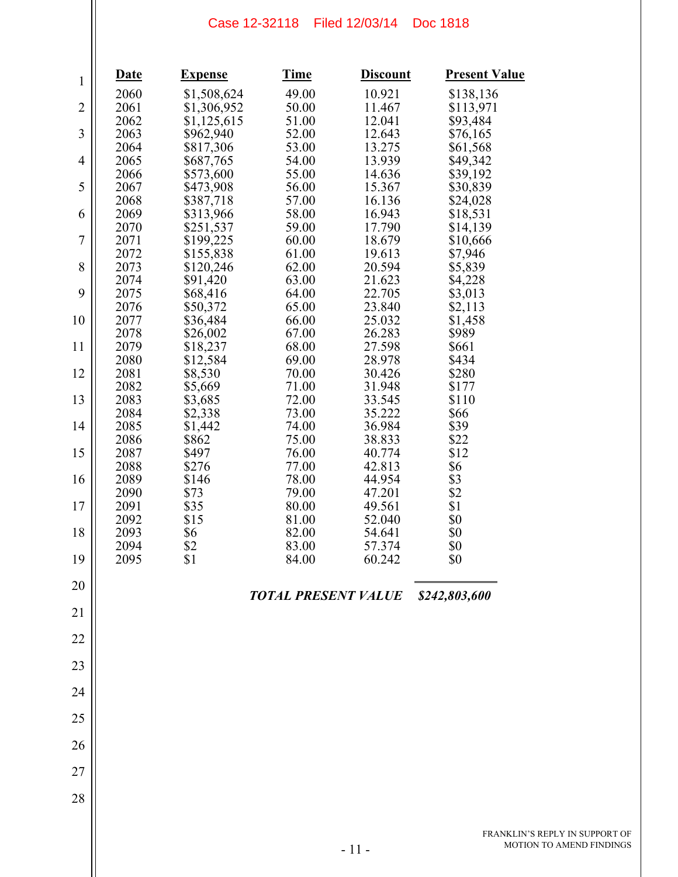| Date | Expense | Time | Discount | Present Value |
|---|---|---|---|---|
| 2060 | $1,508,624 | 49.00 | 10.921 | $138,136 |
| 2061 | $1,306,952 | 50.00 | 11.467 | $113,971 |
| 2062 | $1,125,615 | 51.00 | 12.041 | $93,484 |
| 2063 | $962,940 | 52.00 | 12.643 | $76,165 |
| 2064 | $817,306 | 53.00 | 13.275 | $61,568 |
| 2065 | $687,765 | 54.00 | 13.939 | $49,342 |
| 2066 | $573,600 | 55.00 | 14.636 | $39,192 |
| 2067 | $473,908 | 56.00 | 15.367 | $30,839 |
| 2068 | $387,718 | 57.00 | 16.136 | $24,028 |
| 2069 | $313,966 | 58.00 | 16.943 | $18,531 |
| 2070 | $251,537 | 59.00 | 17.790 | $14,139 |
| 2071 | $199,225 | 60.00 | 18.679 | $10,666 |
| 2072 | $155,838 | 61.00 | 19.613 | $7,946 |
| 2073 | $120,246 | 62.00 | 20.594 | $5,839 |
| 2074 | $91,420 | 63.00 | 21.623 | $4,228 |
| 2075 | $68,416 | 64.00 | 22.705 | $3,013 |
| 2076 | $50,372 | 65.00 | 23.840 | $2,113 |
| 2077 | $36,484 | 66.00 | 25.032 | $1,458 |
| 2078 | $26,002 | 67.00 | 26.283 | $989 |
| 2079 | $18,237 | 68.00 | 27.598 | $661 |
| 2080 | $12,584 | 69.00 | 28.978 | $434 |
| 2081 | $8,530 | 70.00 | 30.426 | $280 |
| 2082 | $5,669 | 71.00 | 31.948 | $177 |
| 2083 | $3,685 | 72.00 | 33.545 | $110 |
| 2084 | $2,338 | 73.00 | 35.222 | $66 |
| 2085 | $1,442 | 74.00 | 36.984 | $39 |
| 2086 | $862 | 75.00 | 38.833 | $22 |
| 2087 | $497 | 76.00 | 40.774 | $12 |
| 2088 | $276 | 77.00 | 42.813 | $6 |
| 2089 | $146 | 78.00 | 44.954 | $3 |
| 2090 | $73 | 79.00 | 47.201 | $2 |
| 2091 | $35 | 80.00 | 49.561 | $1 |
| 2092 | $15 | 81.00 | 52.040 | $0 |
| 2093 | $6 | 82.00 | 54.641 | $0 |
| 2094 | $2 | 83.00 | 57.374 | $0 |
| 2095 | $1 | 84.00 | 60.242 | $0 |

***TOTAL PRESENT VALUE*** ***$242,803,600***